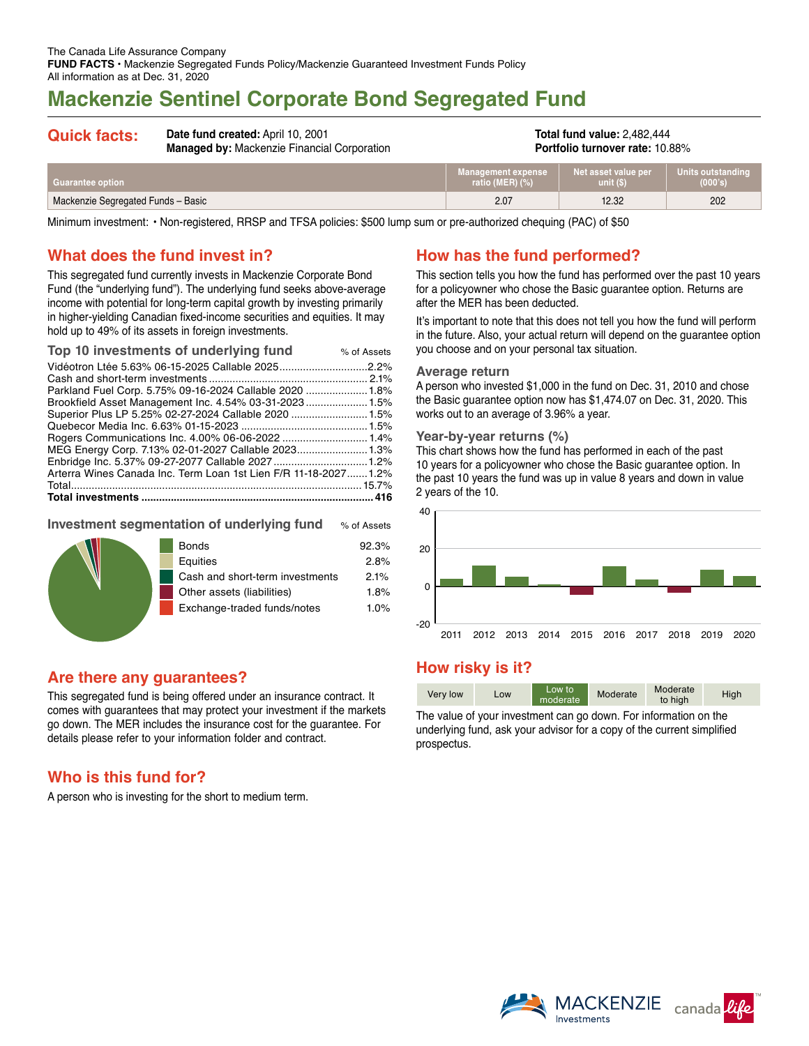The Canada Life Assurance Company
**FUND FACTS** • Mackenzie Segregated Funds Policy/Mackenzie Guaranteed Investment Funds Policy
All information as at Dec. 31, 2020

# Mackenzie Sentinel Corporate Bond Segregated Fund

## Quick facts:

**Date fund created:** April 10, 2001
**Managed by:** Mackenzie Financial Corporation

**Total fund value:** 2,482,444
**Portfolio turnover rate:** 10.88%

| Guarantee option | Management expense ratio (MER) (%) | Net asset value per unit ($) | Units outstanding (000's) |
|---|---|---|---|
| Mackenzie Segregated Funds – Basic | 2.07 | 12.32 | 202 |

Minimum investment: • Non-registered, RRSP and TFSA policies: $500 lump sum or pre-authorized chequing (PAC) of $50

## What does the fund invest in?

This segregated fund currently invests in Mackenzie Corporate Bond Fund (the "underlying fund"). The underlying fund seeks above-average income with potential for long-term capital growth by investing primarily in higher-yielding Canadian fixed-income securities and equities. It may hold up to 49% of its assets in foreign investments.

### Top 10 investments of underlying fund

| | % of Assets |
|---|---|
| Vidéotron Ltée 5.63% 06-15-2025 Callable 2025 | 2.2% |
| Cash and short-term investments | 2.1% |
| Parkland Fuel Corp. 5.75% 09-16-2024 Callable 2020 | 1.8% |
| Brookfield Asset Management Inc. 4.54% 03-31-2023 | 1.5% |
| Superior Plus LP 5.25% 02-27-2024 Callable 2020 | 1.5% |
| Quebecor Media Inc. 6.63% 01-15-2023 | 1.5% |
| Rogers Communications Inc. 4.00% 06-06-2022 | 1.4% |
| MEG Energy Corp. 7.13% 02-01-2027 Callable 2023 | 1.3% |
| Enbridge Inc. 5.37% 09-27-2077 Callable 2027 | 1.2% |
| Arterra Wines Canada Inc. Term Loan 1st Lien F/R 11-18-2027 | 1.2% |
| Total | 15.7% |
| **Total investments** | **416** |

### Investment segmentation of underlying fund

| | % of Assets |
|---|---|
| Bonds | 92.3% |
| Equities | 2.8% |
| Cash and short-term investments | 2.1% |
| Other assets (liabilities) | 1.8% |
| Exchange-traded funds/notes | 1.0% |

## Are there any guarantees?

This segregated fund is being offered under an insurance contract. It comes with guarantees that may protect your investment if the markets go down. The MER includes the insurance cost for the guarantee. For details please refer to your information folder and contract.

## Who is this fund for?

A person who is investing for the short to medium term.

## How has the fund performed?

This section tells you how the fund has performed over the past 10 years for a policyowner who chose the Basic guarantee option. Returns are after the MER has been deducted.

It's important to note that this does not tell you how the fund will perform in the future. Also, your actual return will depend on the guarantee option you choose and on your personal tax situation.

### Average return

A person who invested $1,000 in the fund on Dec. 31, 2010 and chose the Basic guarantee option now has $1,474.07 on Dec. 31, 2020. This works out to an average of 3.96% a year.

### Year-by-year returns (%)

This chart shows how the fund has performed in each of the past 10 years for a policyowner who chose the Basic guarantee option. In the past 10 years the fund was up in value 8 years and down in value 2 years of the 10.

## How risky is it?

Very low | Low | **Low to moderate** | Moderate | Moderate to high | High

The value of your investment can go down. For information on the underlying fund, ask your advisor for a copy of the current simplified prospectus.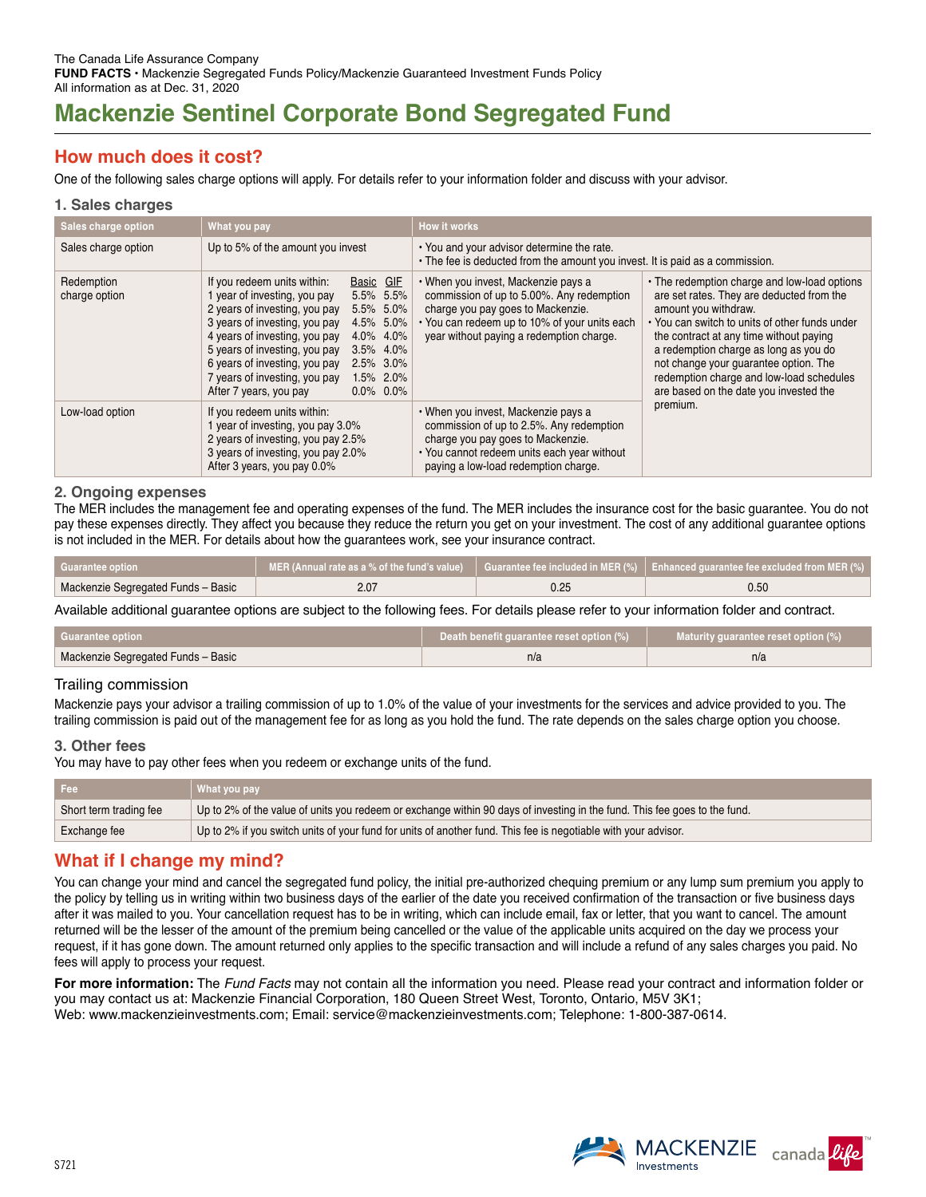The Canada Life Assurance Company
**FUND FACTS** • Mackenzie Segregated Funds Policy/Mackenzie Guaranteed Investment Funds Policy
All information as at Dec. 31, 2020

# Mackenzie Sentinel Corporate Bond Segregated Fund

## How much does it cost?

One of the following sales charge options will apply. For details refer to your information folder and discuss with your advisor.

### 1. Sales charges

| Sales charge option | What you pay | How it works | |
|---|---|---|---|
| Sales charge option | Up to 5% of the amount you invest | • You and your advisor determine the rate.<br>• The fee is deducted from the amount you invest. It is paid as a commission. | |
| Redemption charge option | If you redeem units within: Basic GIF<br>1 year of investing, you pay 5.5% 5.5%<br>2 years of investing, you pay 5.5% 5.0%<br>3 years of investing, you pay 4.5% 5.0%<br>4 years of investing, you pay 4.0% 4.0%<br>5 years of investing, you pay 3.5% 4.0%<br>6 years of investing, you pay 2.5% 3.0%<br>7 years of investing, you pay 1.5% 2.0%<br>After 7 years, you pay 0.0% 0.0% | • When you invest, Mackenzie pays a commission of up to 5.00%. Any redemption charge you pay goes to Mackenzie.<br>• You can redeem up to 10% of your units each year without paying a redemption charge. | • The redemption charge and low-load options are set rates. They are deducted from the amount you withdraw.<br>• You can switch to units of other funds under the contract at any time without paying a redemption charge as long as you do not change your guarantee option. The redemption charge and low-load schedules are based on the date you invested the premium. |
| Low-load option | If you redeem units within:<br>1 year of investing, you pay 3.0%<br>2 years of investing, you pay 2.5%<br>3 years of investing, you pay 2.0%<br>After 3 years, you pay 0.0% | • When you invest, Mackenzie pays a commission of up to 2.5%. Any redemption charge you pay goes to Mackenzie.<br>• You cannot redeem units each year without paying a low-load redemption charge. | |

### 2. Ongoing expenses

The MER includes the management fee and operating expenses of the fund. The MER includes the insurance cost for the basic guarantee. You do not pay these expenses directly. They affect you because they reduce the return you get on your investment. The cost of any additional guarantee options is not included in the MER. For details about how the guarantees work, see your insurance contract.

| Guarantee option | MER (Annual rate as a % of the fund's value) | Guarantee fee included in MER (%) | Enhanced guarantee fee excluded from MER (%) |
|---|---|---|---|
| Mackenzie Segregated Funds – Basic | 2.07 | 0.25 | 0.50 |

Available additional guarantee options are subject to the following fees. For details please refer to your information folder and contract.

| Guarantee option | Death benefit guarantee reset option (%) | Maturity guarantee reset option (%) |
|---|---|---|
| Mackenzie Segregated Funds – Basic | n/a | n/a |

#### Trailing commission

Mackenzie pays your advisor a trailing commission of up to 1.0% of the value of your investments for the services and advice provided to you. The trailing commission is paid out of the management fee for as long as you hold the fund. The rate depends on the sales charge option you choose.

### 3. Other fees

You may have to pay other fees when you redeem or exchange units of the fund.

| Fee | What you pay |
|---|---|
| Short term trading fee | Up to 2% of the value of units you redeem or exchange within 90 days of investing in the fund. This fee goes to the fund. |
| Exchange fee | Up to 2% if you switch units of your fund for units of another fund. This fee is negotiable with your advisor. |

## What if I change my mind?

You can change your mind and cancel the segregated fund policy, the initial pre-authorized chequing premium or any lump sum premium you apply to the policy by telling us in writing within two business days of the earlier of the date you received confirmation of the transaction or five business days after it was mailed to you. Your cancellation request has to be in writing, which can include email, fax or letter, that you want to cancel. The amount returned will be the lesser of the amount of the premium being cancelled or the value of the applicable units acquired on the day we process your request, if it has gone down. The amount returned only applies to the specific transaction and will include a refund of any sales charges you paid. No fees will apply to process your request.

**For more information:** The *Fund Facts* may not contain all the information you need. Please read your contract and information folder or you may contact us at: Mackenzie Financial Corporation, 180 Queen Street West, Toronto, Ontario, M5V 3K1;
Web: www.mackenzieinvestments.com; Email: service@mackenzieinvestments.com; Telephone: 1-800-387-0614.

S721